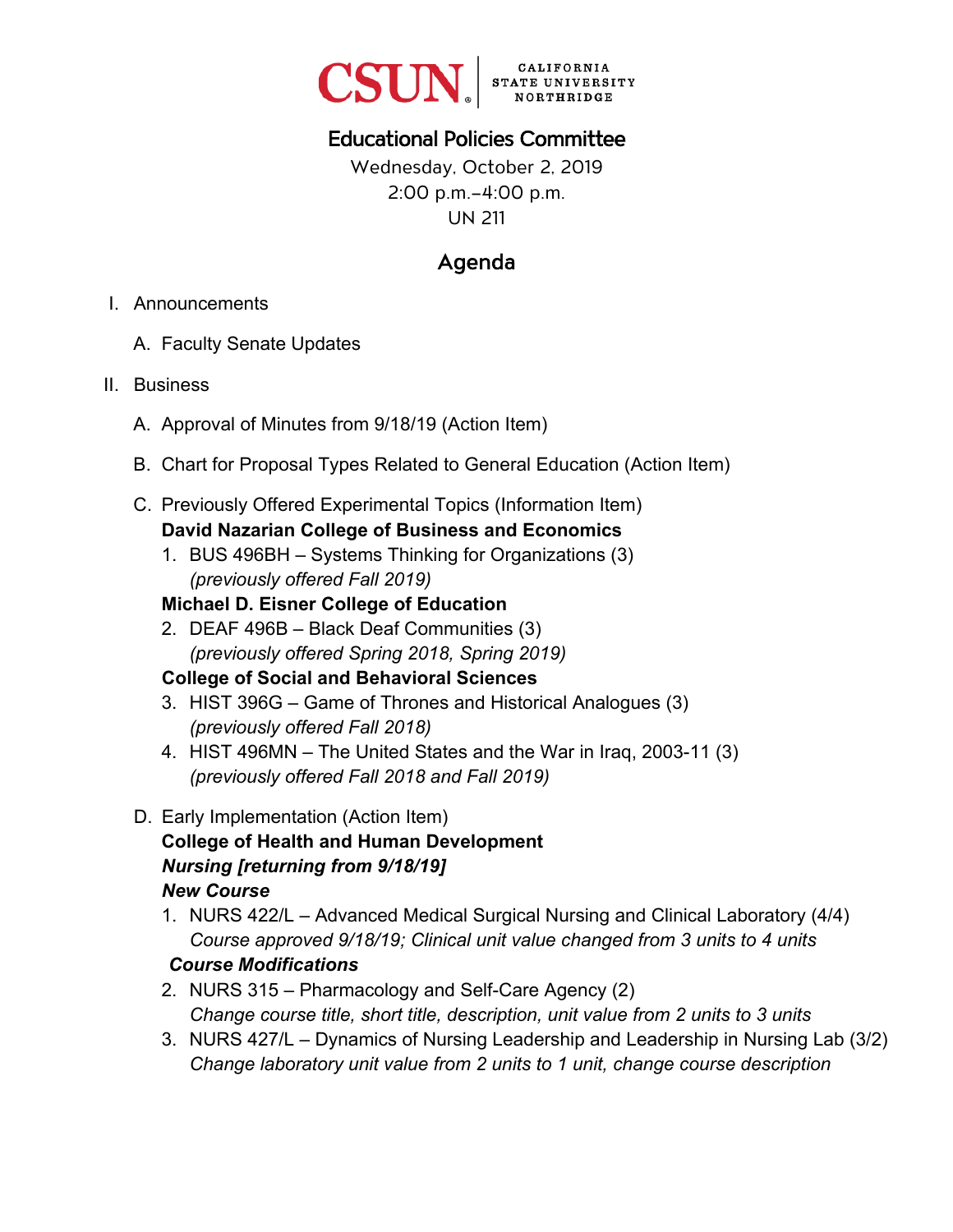CSUN | CALIFORNIA STATE UNIVERSITY NORTHRIDGE

# Educational Policies Committee

Wednesday, October 2, 2019
2:00 p.m.–4:00 p.m.
UN 211

## Agenda

I. Announcements

  A. Faculty Senate Updates

II. Business

  A. Approval of Minutes from 9/18/19 (Action Item)

  B. Chart for Proposal Types Related to General Education (Action Item)

  C. Previously Offered Experimental Topics (Information Item)

  **David Nazarian College of Business and Economics**

  1. BUS 496BH – Systems Thinking for Organizations (3)
     *(previously offered Fall 2019)*

  **Michael D. Eisner College of Education**

  2. DEAF 496B – Black Deaf Communities (3)
     *(previously offered Spring 2018, Spring 2019)*

  **College of Social and Behavioral Sciences**

  3. HIST 396G – Game of Thrones and Historical Analogues (3)
     *(previously offered Fall 2018)*
  4. HIST 496MN – The United States and the War in Iraq, 2003-11 (3)
     *(previously offered Fall 2018 and Fall 2019)*

  D. Early Implementation (Action Item)

  **College of Health and Human Development**

  ***Nursing [returning from 9/18/19]***

  ***New Course***

  1. NURS 422/L – Advanced Medical Surgical Nursing and Clinical Laboratory (4/4)
     *Course approved 9/18/19; Clinical unit value changed from 3 units to 4 units*

  ***Course Modifications***

  2. NURS 315 – Pharmacology and Self-Care Agency (2)
     *Change course title, short title, description, unit value from 2 units to 3 units*
  3. NURS 427/L – Dynamics of Nursing Leadership and Leadership in Nursing Lab (3/2)
     *Change laboratory unit value from 2 units to 1 unit, change course description*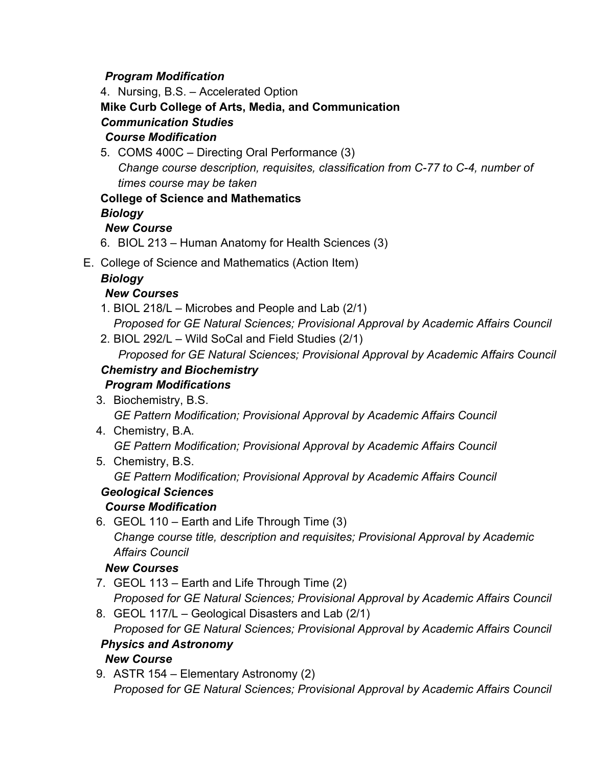***Program Modification***

4. Nursing, B.S. – Accelerated Option

**Mike Curb College of Arts, Media, and Communication**

***Communication Studies***

***Course Modification***

5. COMS 400C – Directing Oral Performance (3)
   *Change course description, requisites, classification from C-77 to C-4, number of times course may be taken*

**College of Science and Mathematics**

***Biology***

***New Course***

6. BIOL 213 – Human Anatomy for Health Sciences (3)

E. College of Science and Mathematics (Action Item)

***Biology***

***New Courses***

1. BIOL 218/L – Microbes and People and Lab (2/1)
   *Proposed for GE Natural Sciences; Provisional Approval by Academic Affairs Council*
2. BIOL 292/L – Wild SoCal and Field Studies (2/1)
   *Proposed for GE Natural Sciences; Provisional Approval by Academic Affairs Council*

***Chemistry and Biochemistry***

***Program Modifications***

3. Biochemistry, B.S.
   *GE Pattern Modification; Provisional Approval by Academic Affairs Council*
4. Chemistry, B.A.
   *GE Pattern Modification; Provisional Approval by Academic Affairs Council*
5. Chemistry, B.S.
   *GE Pattern Modification; Provisional Approval by Academic Affairs Council*

***Geological Sciences***

***Course Modification***

6. GEOL 110 – Earth and Life Through Time (3)
   *Change course title, description and requisites; Provisional Approval by Academic Affairs Council*

***New Courses***

7. GEOL 113 – Earth and Life Through Time (2)
   *Proposed for GE Natural Sciences; Provisional Approval by Academic Affairs Council*
8. GEOL 117/L – Geological Disasters and Lab (2/1)
   *Proposed for GE Natural Sciences; Provisional Approval by Academic Affairs Council*

***Physics and Astronomy***

***New Course***

9. ASTR 154 – Elementary Astronomy (2)
   *Proposed for GE Natural Sciences; Provisional Approval by Academic Affairs Council*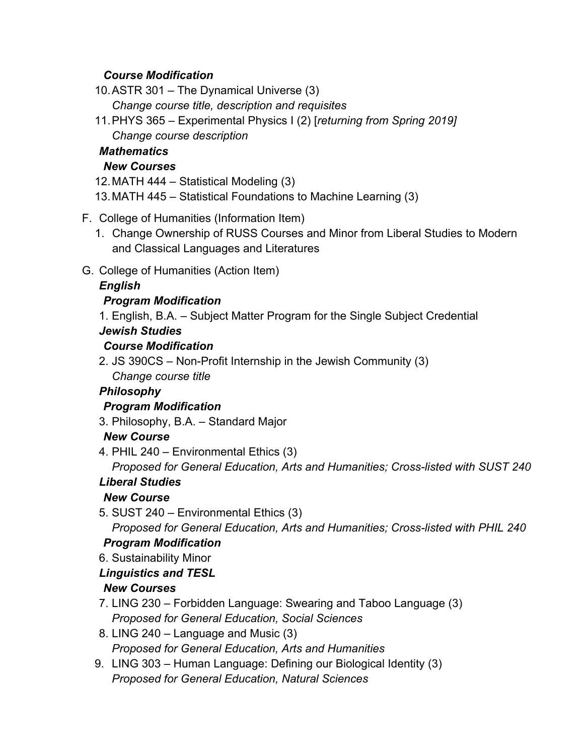***Course Modification***

10. ASTR 301 – The Dynamical Universe (3)
    *Change course title, description and requisites*
11. PHYS 365 – Experimental Physics I (2) [*returning from Spring 2019]*
    *Change course description*

***Mathematics***

***New Courses***

12. MATH 444 – Statistical Modeling (3)
13. MATH 445 – Statistical Foundations to Machine Learning (3)

F. College of Humanities (Information Item)

1. Change Ownership of RUSS Courses and Minor from Liberal Studies to Modern and Classical Languages and Literatures

G. College of Humanities (Action Item)

***English***

***Program Modification***

1. English, B.A. – Subject Matter Program for the Single Subject Credential

***Jewish Studies***

***Course Modification***

2. JS 390CS – Non-Profit Internship in the Jewish Community (3)
   *Change course title*

***Philosophy***

***Program Modification***

3. Philosophy, B.A. – Standard Major

***New Course***

4. PHIL 240 – Environmental Ethics (3)
   *Proposed for General Education, Arts and Humanities; Cross-listed with SUST 240*

***Liberal Studies***

***New Course***

5. SUST 240 – Environmental Ethics (3)
   *Proposed for General Education, Arts and Humanities; Cross-listed with PHIL 240*

***Program Modification***

6. Sustainability Minor

***Linguistics and TESL***

***New Courses***

7. LING 230 – Forbidden Language: Swearing and Taboo Language (3)
   *Proposed for General Education, Social Sciences*
8. LING 240 – Language and Music (3)
   *Proposed for General Education, Arts and Humanities*
9. LING 303 – Human Language: Defining our Biological Identity (3)
   *Proposed for General Education, Natural Sciences*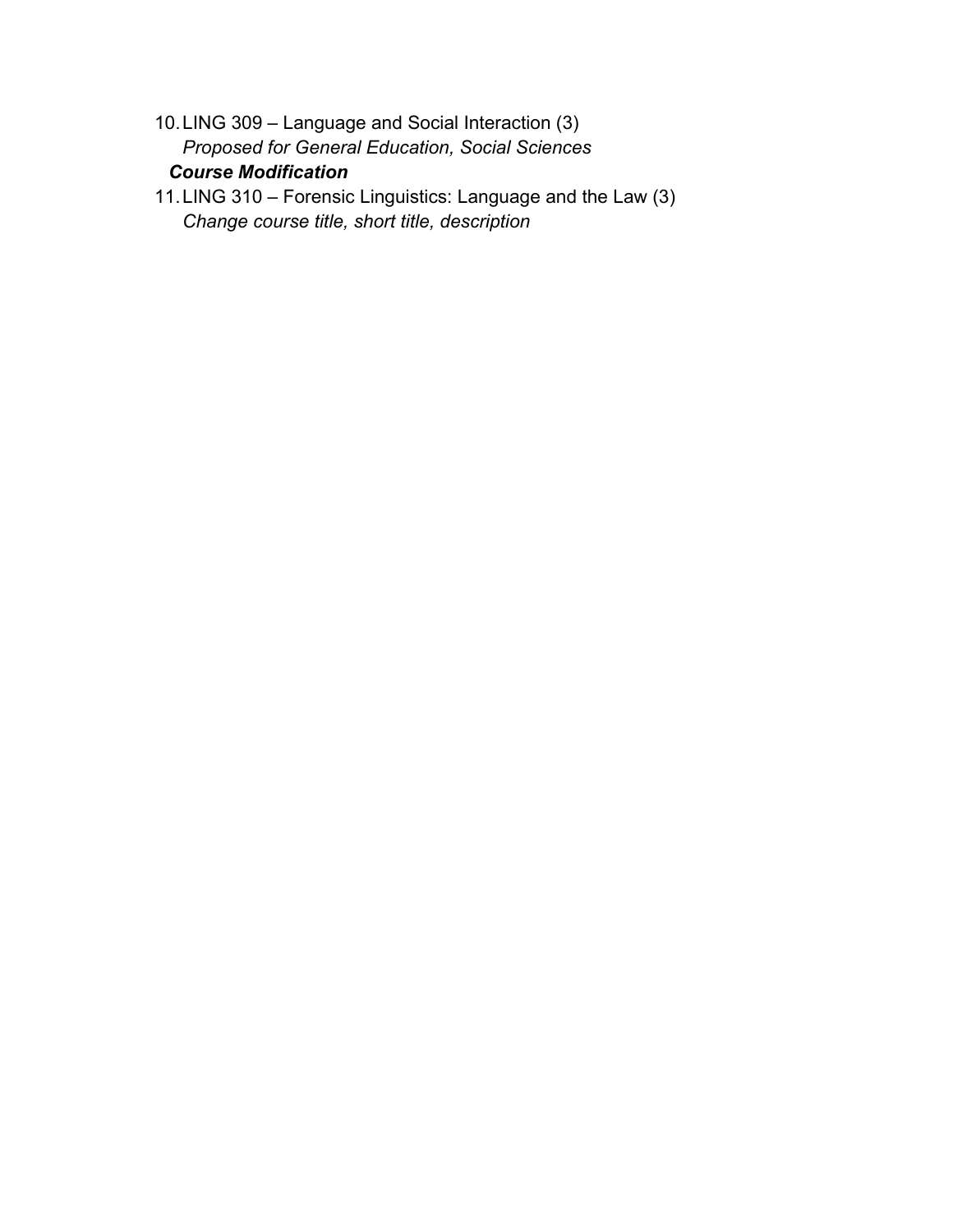10. LING 309 – Language and Social Interaction (3)
    *Proposed for General Education, Social Sciences*

***Course Modification***

11. LING 310 – Forensic Linguistics: Language and the Law (3)
    *Change course title, short title, description*